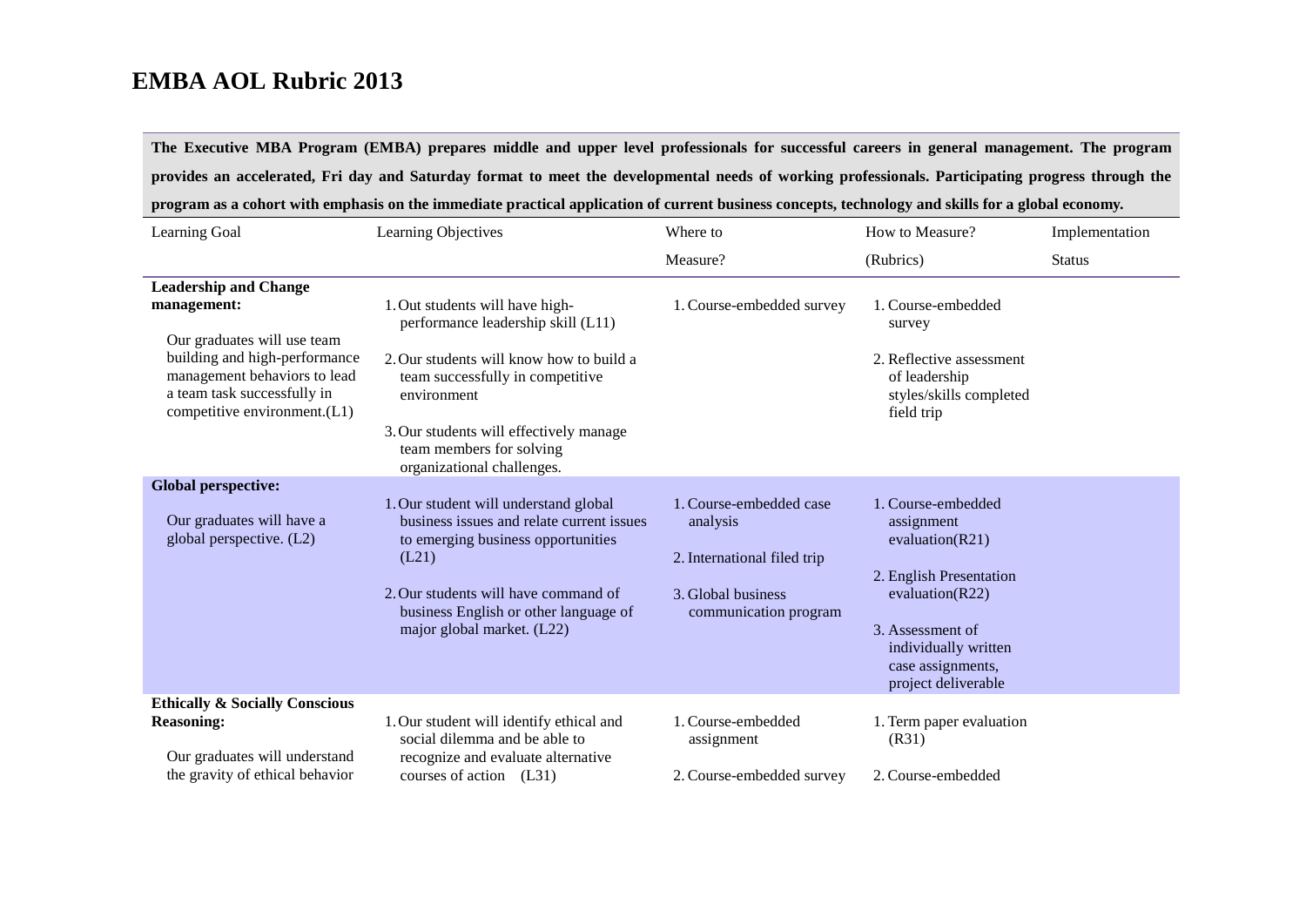# EMBA AOL Rubric 2013

**The Executive MBA Program (EMBA) prepares middle and upper level professionals for successful careers in general management. The program provides an accelerated, Fri day and Saturday format to meet the developmental needs of working professionals. Participating progress through the program as a cohort with emphasis on the immediate practical application of current business concepts, technology and skills for a global economy.**

| Learning Goal | Learning Objectives | Where to Measure? | How to Measure? (Rubrics) | Implementation Status |
|---|---|---|---|---|
| **Leadership and Change management:** Our graduates will use team building and high-performance management behaviors to lead a team task successfully in competitive environment.(L1) | 1. Out students will have high-performance leadership skill (L11) 2. Our students will know how to build a team successfully in competitive environment 3. Our students will effectively manage team members for solving organizational challenges. | 1. Course-embedded survey | 1. Course-embedded survey 2. Reflective assessment of leadership styles/skills completed field trip | |
| **Global perspective:** Our graduates will have a global perspective. (L2) | 1. Our student will understand global business issues and relate current issues to emerging business opportunities (L21) 2. Our students will have command of business English or other language of major global market. (L22) | 1. Course-embedded case analysis 2. International filed trip 3. Global business communication program | 1. Course-embedded assignment evaluation(R21) 2. English Presentation evaluation(R22) 3. Assessment of individually written case assignments, project deliverable | |
| **Ethically & Socially Conscious Reasoning:** Our graduates will understand the gravity of ethical behavior | 1. Our student will identify ethical and social dilemma and be able to recognize and evaluate alternative courses of action (L31) | 1. Course-embedded assignment 2. Course-embedded survey | 1. Term paper evaluation (R31) 2. Course-embedded | |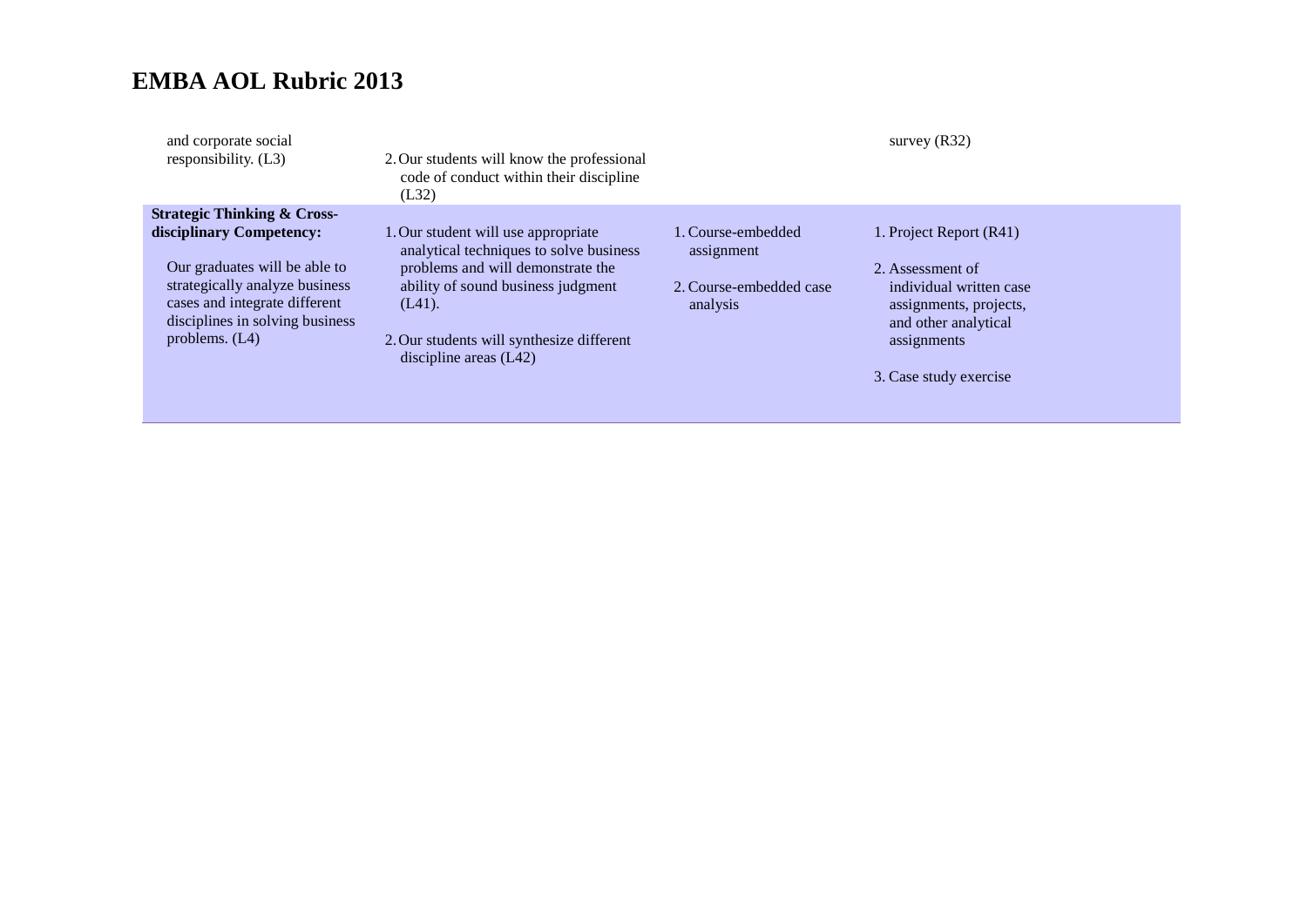# EMBA AOL Rubric 2013

| | | | |
|---|---|---|---|
| and corporate social responsibility. (L3) | 2. Our students will know the professional code of conduct within their discipline (L32) | | survey (R32) |
| **Strategic Thinking & Cross-disciplinary Competency:** Our graduates will be able to strategically analyze business cases and integrate different disciplines in solving business problems. (L4) | 1. Our student will use appropriate analytical techniques to solve business problems and will demonstrate the ability of sound business judgment (L41). 2. Our students will synthesize different discipline areas (L42) | 1. Course-embedded assignment 2. Course-embedded case analysis | 1. Project Report (R41) 2. Assessment of individual written case assignments, projects, and other analytical assignments 3. Case study exercise |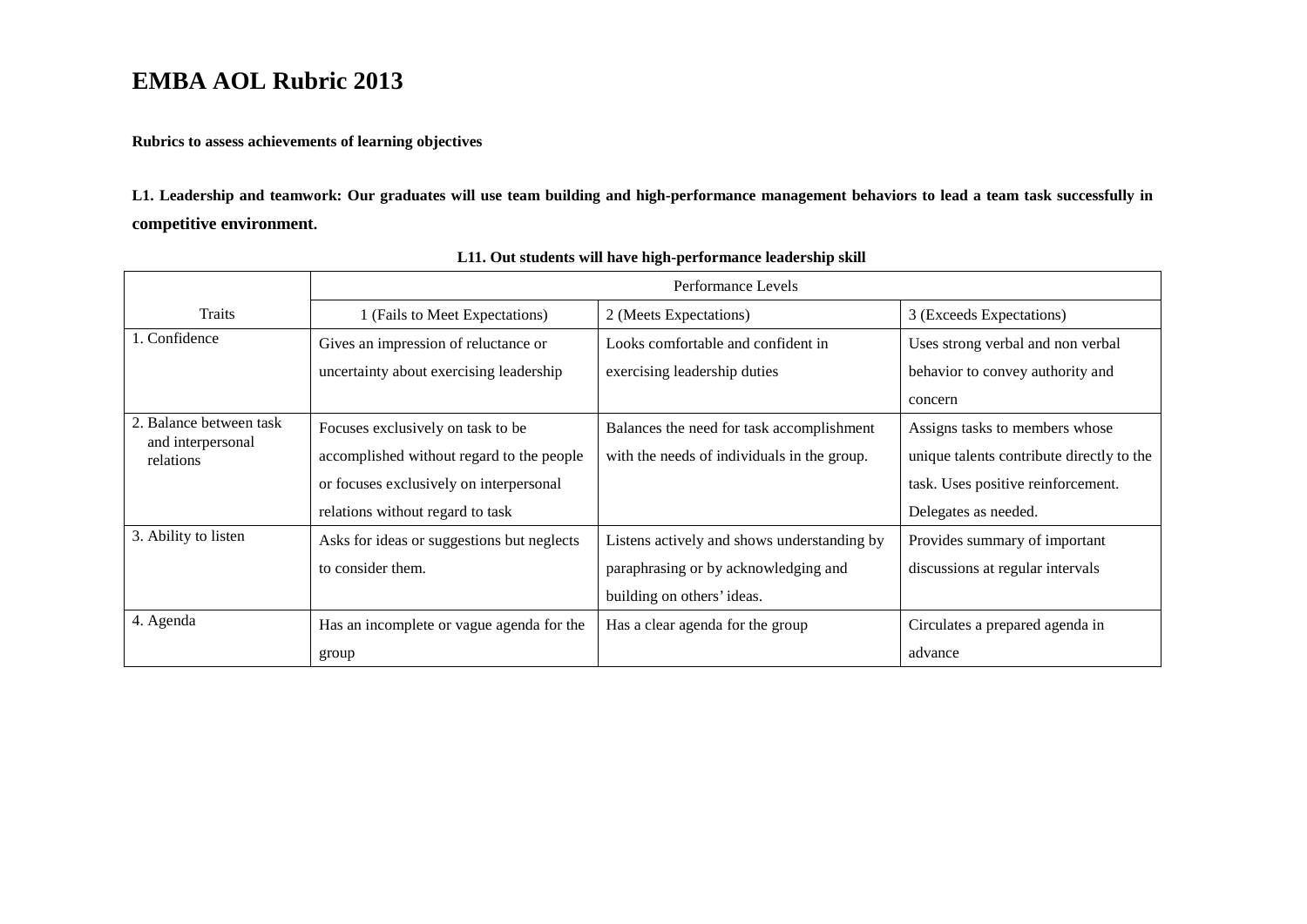# EMBA AOL Rubric 2013

**Rubrics to assess achievements of learning objectives**

**L1. Leadership and teamwork: Our graduates will use team building and high-performance management behaviors to lead a team task successfully in competitive environment.**

**L11. Out students will have high-performance leadership skill**

| Traits | Performance Levels | | |
|---|---|---|---|
| | 1 (Fails to Meet Expectations) | 2 (Meets Expectations) | 3 (Exceeds Expectations) |
| 1. Confidence | Gives an impression of reluctance or uncertainty about exercising leadership | Looks comfortable and confident in exercising leadership duties | Uses strong verbal and non verbal behavior to convey authority and concern |
| 2. Balance between task and interpersonal relations | Focuses exclusively on task to be accomplished without regard to the people or focuses exclusively on interpersonal relations without regard to task | Balances the need for task accomplishment with the needs of individuals in the group. | Assigns tasks to members whose unique talents contribute directly to the task. Uses positive reinforcement. Delegates as needed. |
| 3. Ability to listen | Asks for ideas or suggestions but neglects to consider them. | Listens actively and shows understanding by paraphrasing or by acknowledging and building on others' ideas. | Provides summary of important discussions at regular intervals |
| 4. Agenda | Has an incomplete or vague agenda for the group | Has a clear agenda for the group | Circulates a prepared agenda in advance |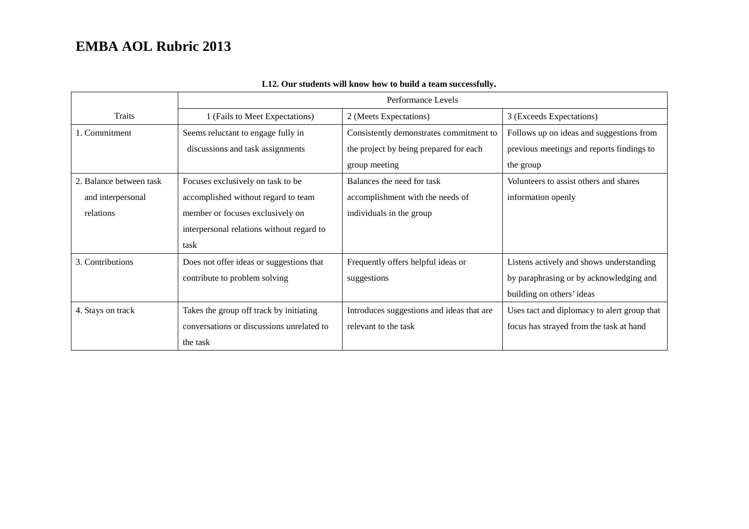# EMBA AOL Rubric 2013

**L12. Our students will know how to build a team successfully.**

| Traits | Performance Levels | | |
|---|---|---|---|
| | 1 (Fails to Meet Expectations) | 2 (Meets Expectations) | 3 (Exceeds Expectations) |
| 1. Commitment | Seems reluctant to engage fully in discussions and task assignments | Consistently demonstrates commitment to the project by being prepared for each group meeting | Follows up on ideas and suggestions from previous meetings and reports findings to the group |
| 2. Balance between task and interpersonal relations | Focuses exclusively on task to be accomplished without regard to team member or focuses exclusively on interpersonal relations without regard to task | Balances the need for task accomplishment with the needs of individuals in the group | Volunteers to assist others and shares information openly |
| 3. Contributions | Does not offer ideas or suggestions that contribute to problem solving | Frequently offers helpful ideas or suggestions | Listens actively and shows understanding by paraphrasing or by acknowledging and building on others' ideas |
| 4. Stays on track | Takes the group off track by initiating conversations or discussions unrelated to the task | Introduces suggestions and ideas that are relevant to the task | Uses tact and diplomacy to alert group that focus has strayed from the task at hand |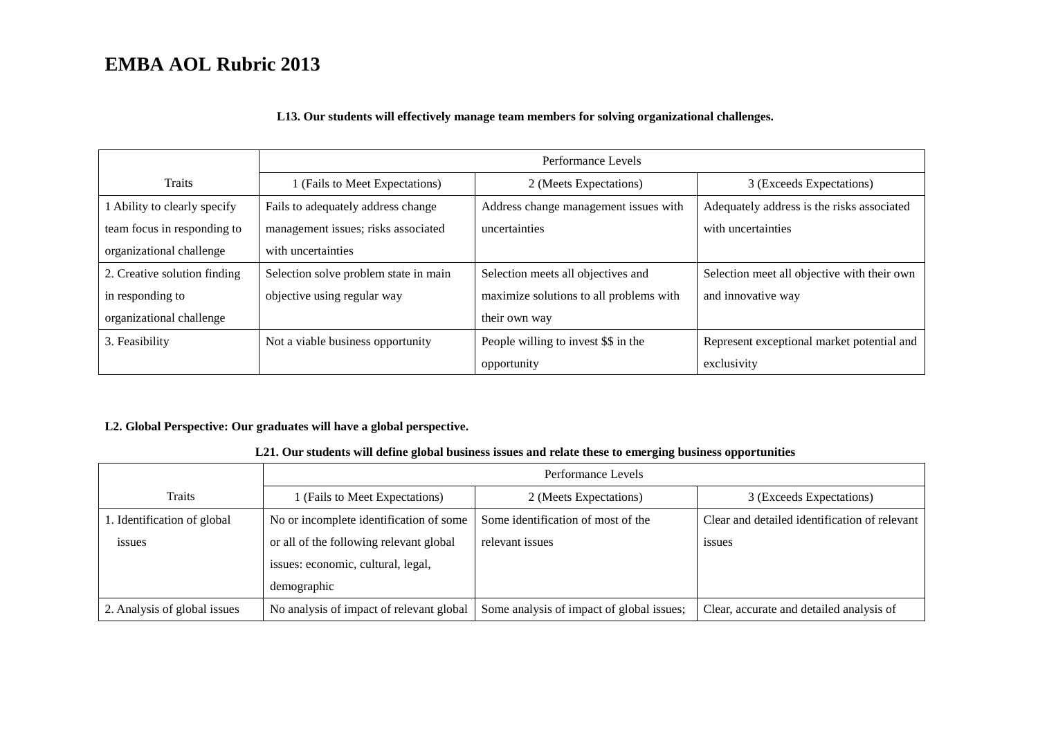# EMBA AOL Rubric 2013

**L13. Our students will effectively manage team members for solving organizational challenges.**

| Traits | Performance Levels | | |
|---|---|---|---|
| | 1 (Fails to Meet Expectations) | 2 (Meets Expectations) | 3 (Exceeds Expectations) |
| 1 Ability to clearly specify team focus in responding to organizational challenge | Fails to adequately address change management issues; risks associated with uncertainties | Address change management issues with uncertainties | Adequately address is the risks associated with uncertainties |
| 2. Creative solution finding in responding to organizational challenge | Selection solve problem state in main objective using regular way | Selection meets all objectives and maximize solutions to all problems with their own way | Selection meet all objective with their own and innovative way |
| 3. Feasibility | Not a viable business opportunity | People willing to invest $$ in the opportunity | Represent exceptional market potential and exclusivity |

**L2. Global Perspective: Our graduates will have a global perspective.**

**L21. Our students will define global business issues and relate these to emerging business opportunities**

| Traits | Performance Levels | | |
|---|---|---|---|
| | 1 (Fails to Meet Expectations) | 2 (Meets Expectations) | 3 (Exceeds Expectations) |
| 1. Identification of global issues | No or incomplete identification of some or all of the following relevant global issues: economic, cultural, legal, demographic | Some identification of most of the relevant issues | Clear and detailed identification of relevant issues |
| 2. Analysis of global issues | No analysis of impact of relevant global | Some analysis of impact of global issues; | Clear, accurate and detailed analysis of |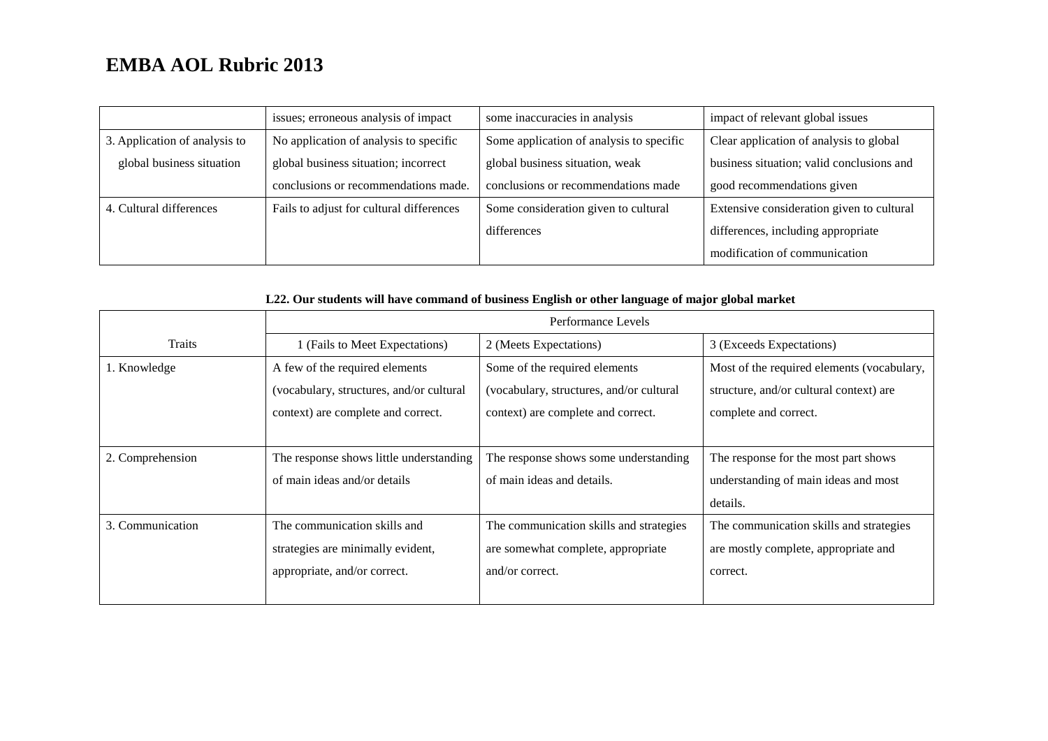# EMBA AOL Rubric 2013

| | | | |
|---|---|---|---|
| | issues; erroneous analysis of impact | some inaccuracies in analysis | impact of relevant global issues |
| 3. Application of analysis to global business situation | No application of analysis to specific global business situation; incorrect conclusions or recommendations made. | Some application of analysis to specific global business situation, weak conclusions or recommendations made | Clear application of analysis to global business situation; valid conclusions and good recommendations given |
| 4. Cultural differences | Fails to adjust for cultural differences | Some consideration given to cultural differences | Extensive consideration given to cultural differences, including appropriate modification of communication |

**L22. Our students will have command of business English or other language of major global market**

| | Performance Levels | | |
|---|---|---|---|
| Traits | 1 (Fails to Meet Expectations) | 2 (Meets Expectations) | 3 (Exceeds Expectations) |
| 1. Knowledge | A few of the required elements (vocabulary, structures, and/or cultural context) are complete and correct. | Some of the required elements (vocabulary, structures, and/or cultural context) are complete and correct. | Most of the required elements (vocabulary, structure, and/or cultural context) are complete and correct. |
| 2. Comprehension | The response shows little understanding of main ideas and/or details | The response shows some understanding of main ideas and details. | The response for the most part shows understanding of main ideas and most details. |
| 3. Communication | The communication skills and strategies are minimally evident, appropriate, and/or correct. | The communication skills and strategies are somewhat complete, appropriate and/or correct. | The communication skills and strategies are mostly complete, appropriate and correct. |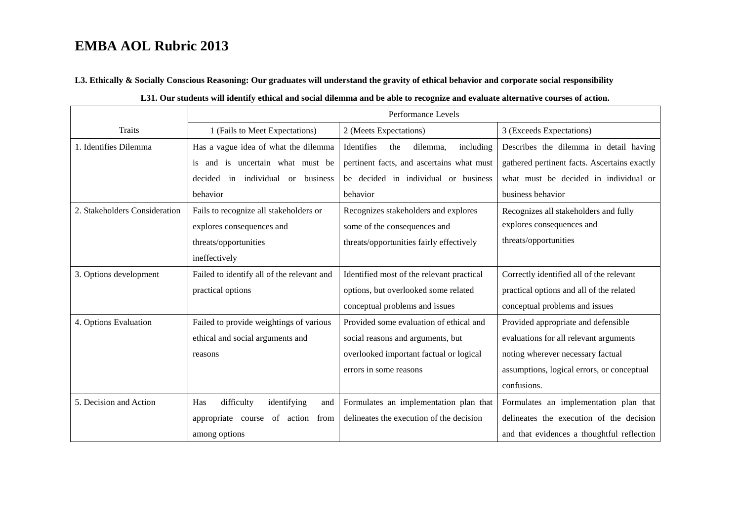# EMBA AOL Rubric 2013

**L3. Ethically & Socially Conscious Reasoning: Our graduates will understand the gravity of ethical behavior and corporate social responsibility**

**L31. Our students will identify ethical and social dilemma and be able to recognize and evaluate alternative courses of action.**

| | Performance Levels | | |
|---|---|---|---|
| Traits | 1 (Fails to Meet Expectations) | 2 (Meets Expectations) | 3 (Exceeds Expectations) |
| 1. Identifies Dilemma | Has a vague idea of what the dilemma is and is uncertain what must be decided in individual or business behavior | Identifies the dilemma, including pertinent facts, and ascertains what must be decided in individual or business behavior | Describes the dilemma in detail having gathered pertinent facts. Ascertains exactly what must be decided in individual or business behavior |
| 2. Stakeholders Consideration | Fails to recognize all stakeholders or explores consequences and threats/opportunities ineffectively | Recognizes stakeholders and explores some of the consequences and threats/opportunities fairly effectively | Recognizes all stakeholders and fully explores consequences and threats/opportunities |
| 3. Options development | Failed to identify all of the relevant and practical options | Identified most of the relevant practical options, but overlooked some related conceptual problems and issues | Correctly identified all of the relevant practical options and all of the related conceptual problems and issues |
| 4. Options Evaluation | Failed to provide weightings of various ethical and social arguments and reasons | Provided some evaluation of ethical and social reasons and arguments, but overlooked important factual or logical errors in some reasons | Provided appropriate and defensible evaluations for all relevant arguments noting wherever necessary factual assumptions, logical errors, or conceptual confusions. |
| 5. Decision and Action | Has difficulty identifying and appropriate course of action from among options | Formulates an implementation plan that delineates the execution of the decision | Formulates an implementation plan that delineates the execution of the decision and that evidences a thoughtful reflection |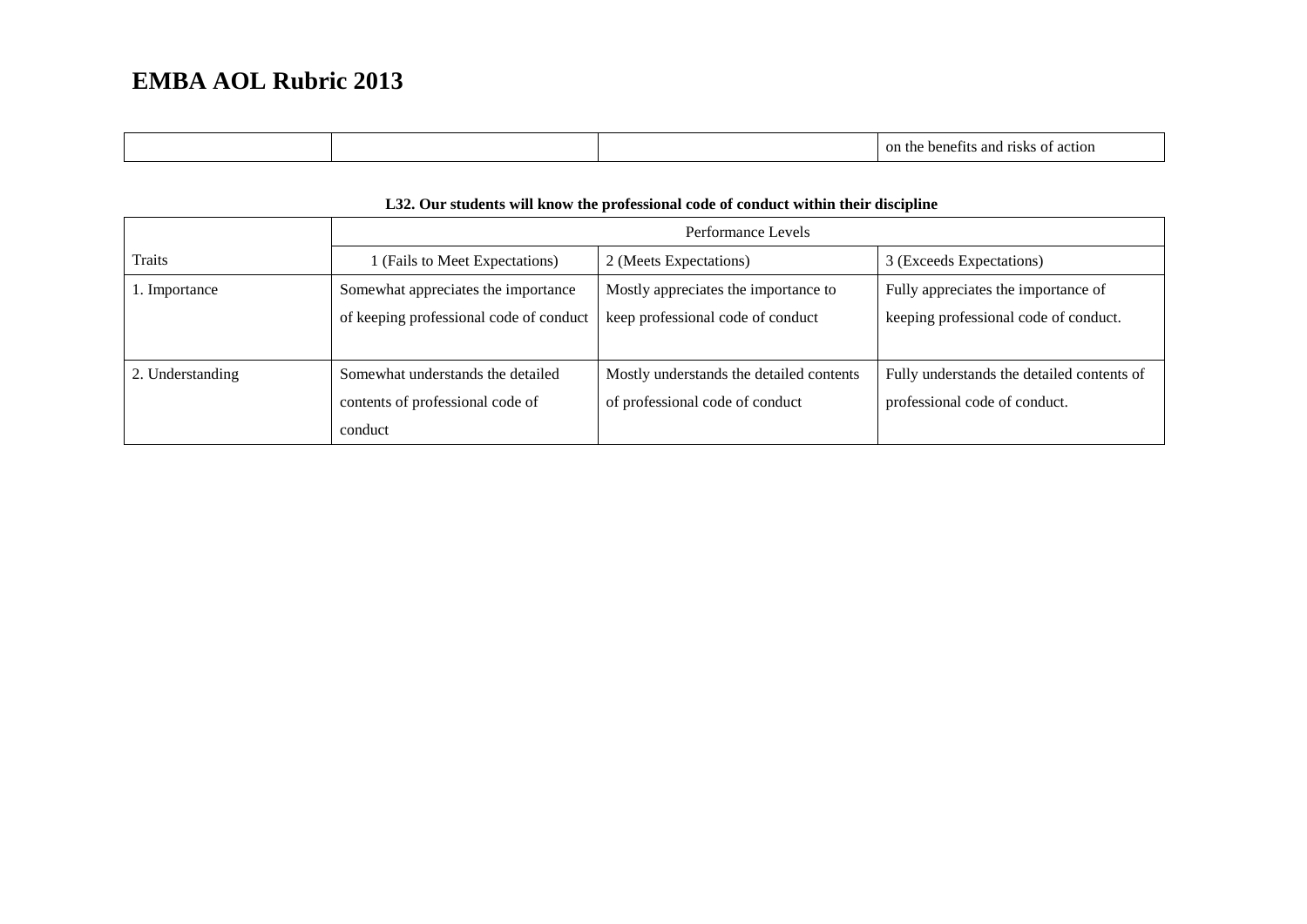# EMBA AOL Rubric 2013

| | | | |
|---|---|---|---|
| | | | on the benefits and risks of action |

**L32. Our students will know the professional code of conduct within their discipline**

| | Performance Levels | | |
|---|---|---|---|
| Traits | 1 (Fails to Meet Expectations) | 2 (Meets Expectations) | 3 (Exceeds Expectations) |
| 1. Importance | Somewhat appreciates the importance of keeping professional code of conduct | Mostly appreciates the importance to keep professional code of conduct | Fully appreciates the importance of keeping professional code of conduct. |
| 2. Understanding | Somewhat understands the detailed contents of professional code of conduct | Mostly understands the detailed contents of professional code of conduct | Fully understands the detailed contents of professional code of conduct. |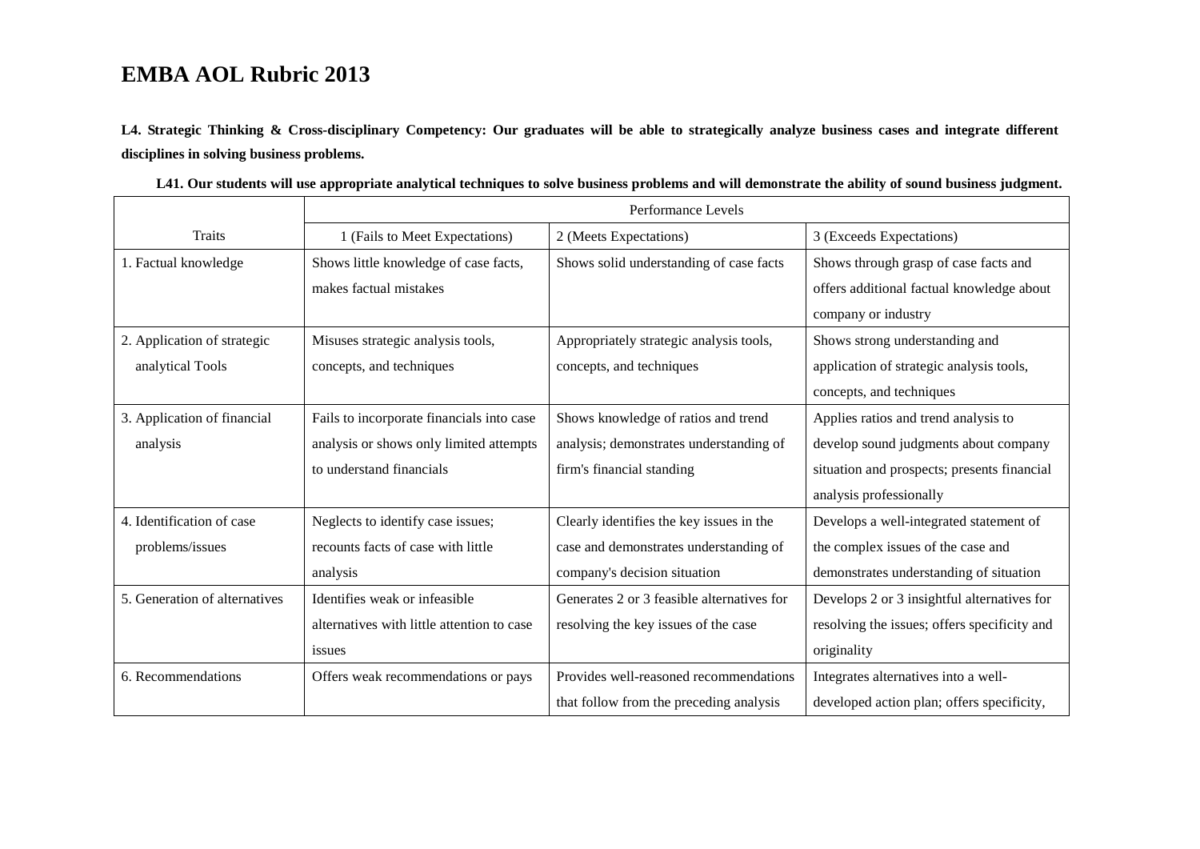# EMBA AOL Rubric 2013

**L4. Strategic Thinking & Cross-disciplinary Competency: Our graduates will be able to strategically analyze business cases and integrate different disciplines in solving business problems.**

**L41. Our students will use appropriate analytical techniques to solve business problems and will demonstrate the ability of sound business judgment.**

| | Performance Levels | | |
|---|---|---|---|
| Traits | 1 (Fails to Meet Expectations) | 2 (Meets Expectations) | 3 (Exceeds Expectations) |
| 1. Factual knowledge | Shows little knowledge of case facts, makes factual mistakes | Shows solid understanding of case facts | Shows through grasp of case facts and offers additional factual knowledge about company or industry |
| 2. Application of strategic analytical Tools | Misuses strategic analysis tools, concepts, and techniques | Appropriately strategic analysis tools, concepts, and techniques | Shows strong understanding and application of strategic analysis tools, concepts, and techniques |
| 3. Application of financial analysis | Fails to incorporate financials into case analysis or shows only limited attempts to understand financials | Shows knowledge of ratios and trend analysis; demonstrates understanding of firm's financial standing | Applies ratios and trend analysis to develop sound judgments about company situation and prospects; presents financial analysis professionally |
| 4. Identification of case problems/issues | Neglects to identify case issues; recounts facts of case with little analysis | Clearly identifies the key issues in the case and demonstrates understanding of company's decision situation | Develops a well-integrated statement of the complex issues of the case and demonstrates understanding of situation |
| 5. Generation of alternatives | Identifies weak or infeasible alternatives with little attention to case issues | Generates 2 or 3 feasible alternatives for resolving the key issues of the case | Develops 2 or 3 insightful alternatives for resolving the issues; offers specificity and originality |
| 6. Recommendations | Offers weak recommendations or pays | Provides well-reasoned recommendations that follow from the preceding analysis | Integrates alternatives into a well-developed action plan; offers specificity, |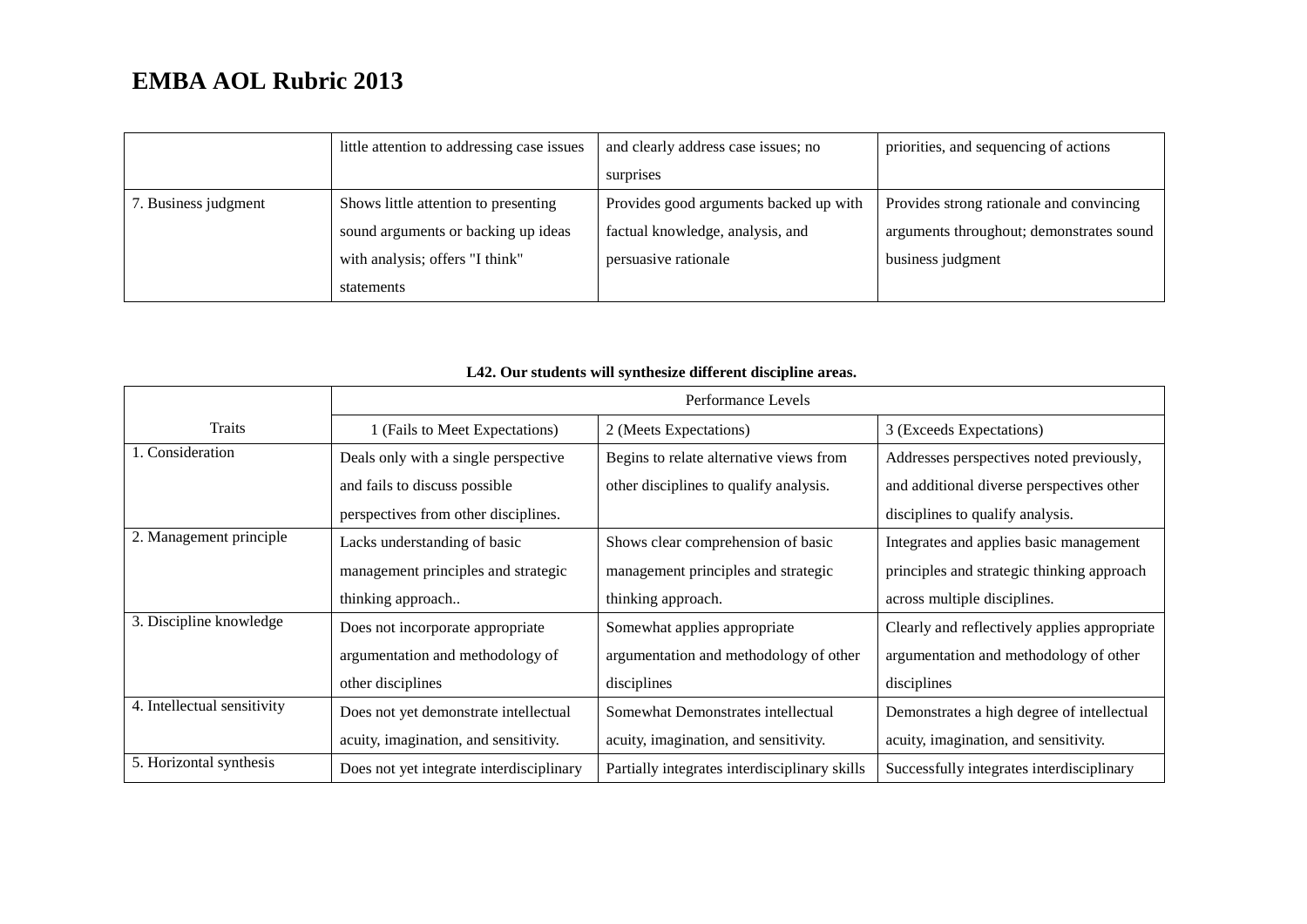# EMBA AOL Rubric 2013

| | | | |
|---|---|---|---|
| | little attention to addressing case issues | and clearly address case issues; no surprises | priorities, and sequencing of actions |
| 7. Business judgment | Shows little attention to presenting sound arguments or backing up ideas with analysis; offers "I think" statements | Provides good arguments backed up with factual knowledge, analysis, and persuasive rationale | Provides strong rationale and convincing arguments throughout; demonstrates sound business judgment |

**L42. Our students will synthesize different discipline areas.**

| Traits | Performance Levels | | |
|---|---|---|---|
| | 1 (Fails to Meet Expectations) | 2 (Meets Expectations) | 3 (Exceeds Expectations) |
| 1. Consideration | Deals only with a single perspective and fails to discuss possible perspectives from other disciplines. | Begins to relate alternative views from other disciplines to qualify analysis. | Addresses perspectives noted previously, and additional diverse perspectives other disciplines to qualify analysis. |
| 2. Management principle | Lacks understanding of basic management principles and strategic thinking approach.. | Shows clear comprehension of basic management principles and strategic thinking approach. | Integrates and applies basic management principles and strategic thinking approach across multiple disciplines. |
| 3. Discipline knowledge | Does not incorporate appropriate argumentation and methodology of other disciplines | Somewhat applies appropriate argumentation and methodology of other disciplines | Clearly and reflectively applies appropriate argumentation and methodology of other disciplines |
| 4. Intellectual sensitivity | Does not yet demonstrate intellectual acuity, imagination, and sensitivity. | Somewhat Demonstrates intellectual acuity, imagination, and sensitivity. | Demonstrates a high degree of intellectual acuity, imagination, and sensitivity. |
| 5. Horizontal synthesis | Does not yet integrate interdisciplinary | Partially integrates interdisciplinary skills | Successfully integrates interdisciplinary |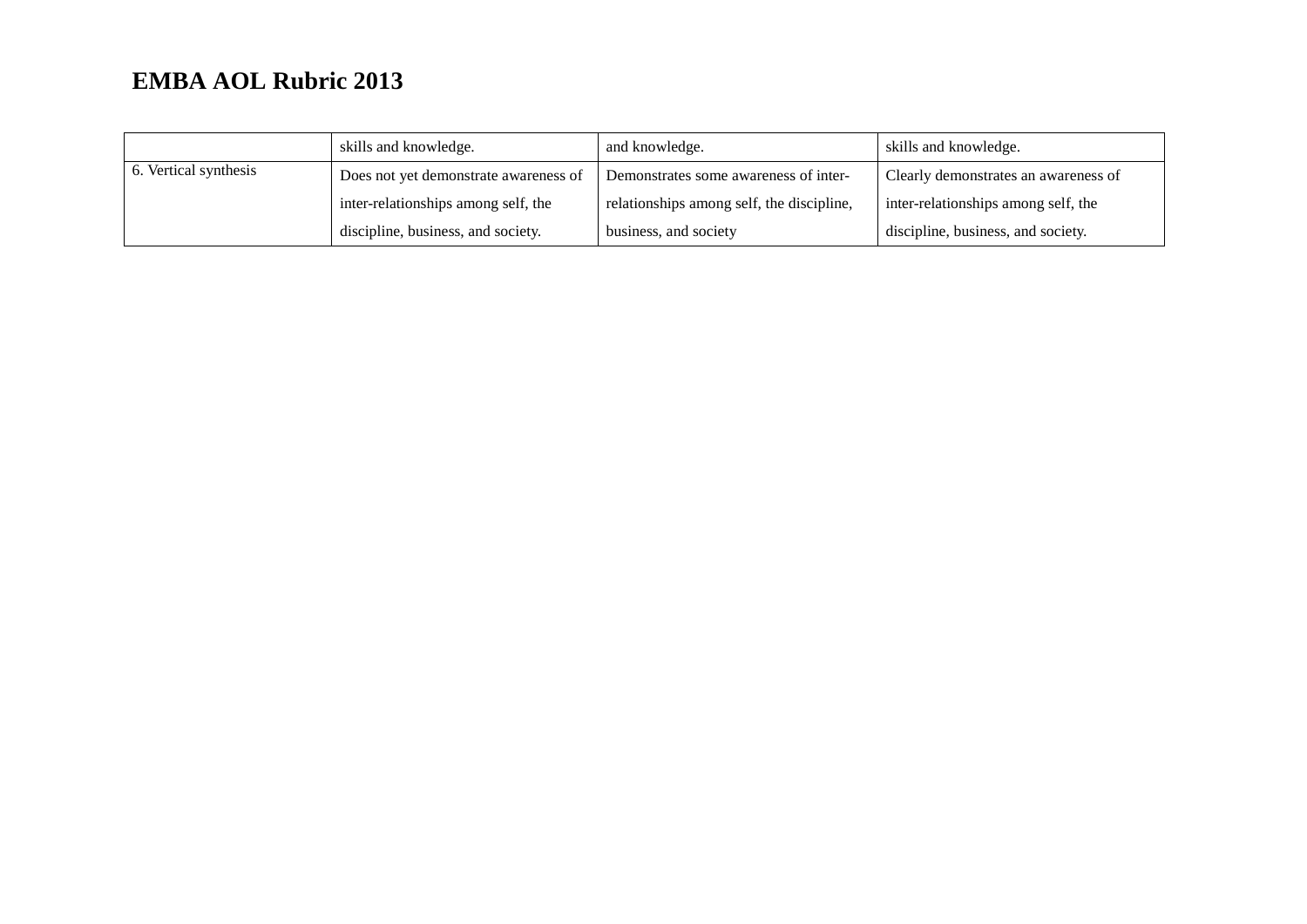# EMBA AOL Rubric 2013

| | | | |
|---|---|---|---|
| | skills and knowledge. | and knowledge. | skills and knowledge. |
| 6. Vertical synthesis | Does not yet demonstrate awareness of inter-relationships among self, the discipline, business, and society. | Demonstrates some awareness of inter-relationships among self, the discipline, business, and society | Clearly demonstrates an awareness of inter-relationships among self, the discipline, business, and society. |